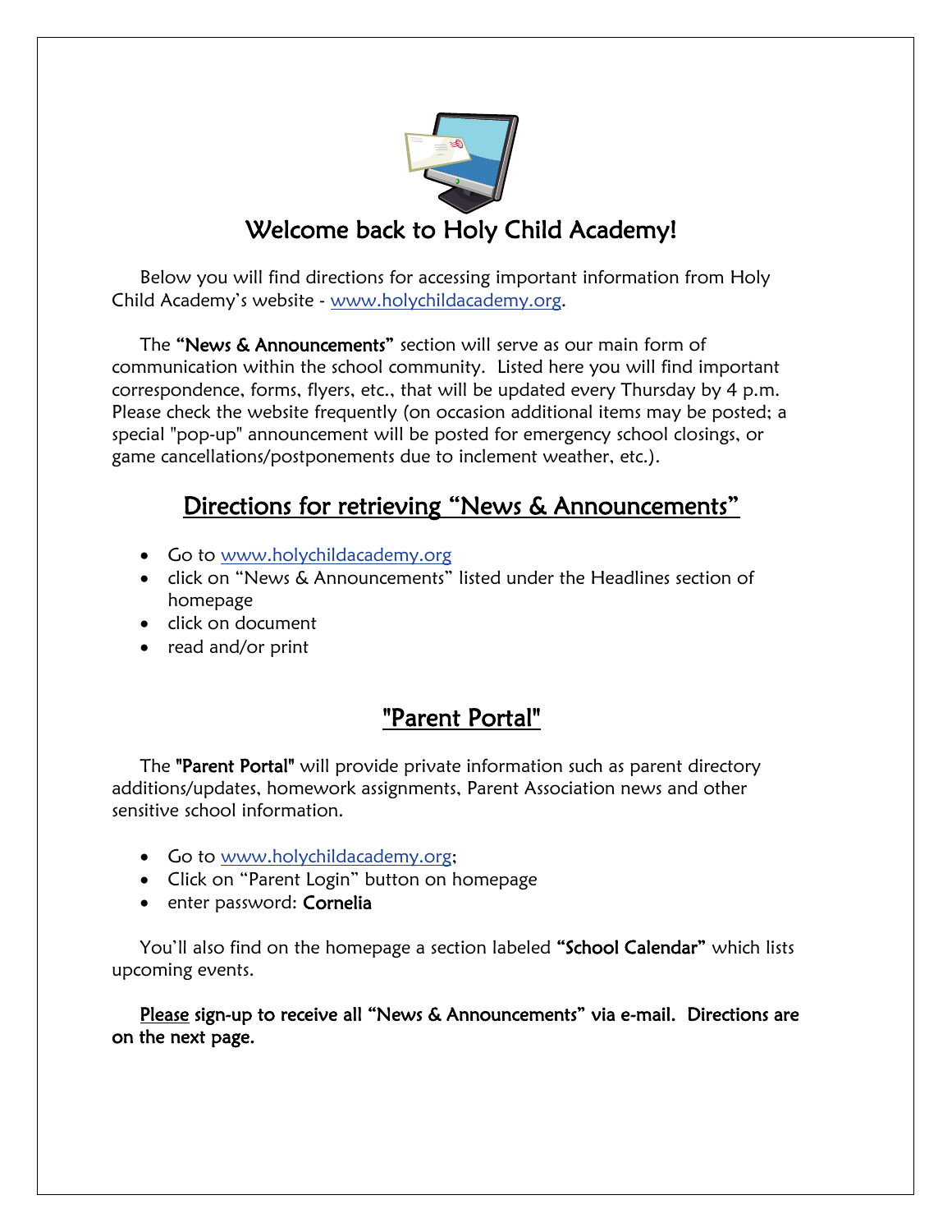# Welcome back to Holy Child Academy!

Below you will find directions for accessing important information from Holy Child Academy's website - www.holychildacademy.org.

The **"News & Announcements"** section will serve as our main form of communication within the school community. Listed here you will find important correspondence, forms, flyers, etc., that will be updated every Thursday by 4 p.m. Please check the website frequently (on occasion additional items may be posted; a special "pop-up" announcement will be posted for emergency school closings, or game cancellations/postponements due to inclement weather, etc.).

## Directions for retrieving "News & Announcements"

- Go to www.holychildacademy.org
- click on "News & Announcements" listed under the Headlines section of homepage
- click on document
- read and/or print

## "Parent Portal"

The **"Parent Portal"** will provide private information such as parent directory additions/updates, homework assignments, Parent Association news and other sensitive school information.

- Go to www.holychildacademy.org;
- Click on "Parent Login" button on homepage
- enter password: **Cornelia**

You'll also find on the homepage a section labeled **"School Calendar"** which lists upcoming events.

**Please sign-up to receive all "News & Announcements" via e-mail. Directions are on the next page.**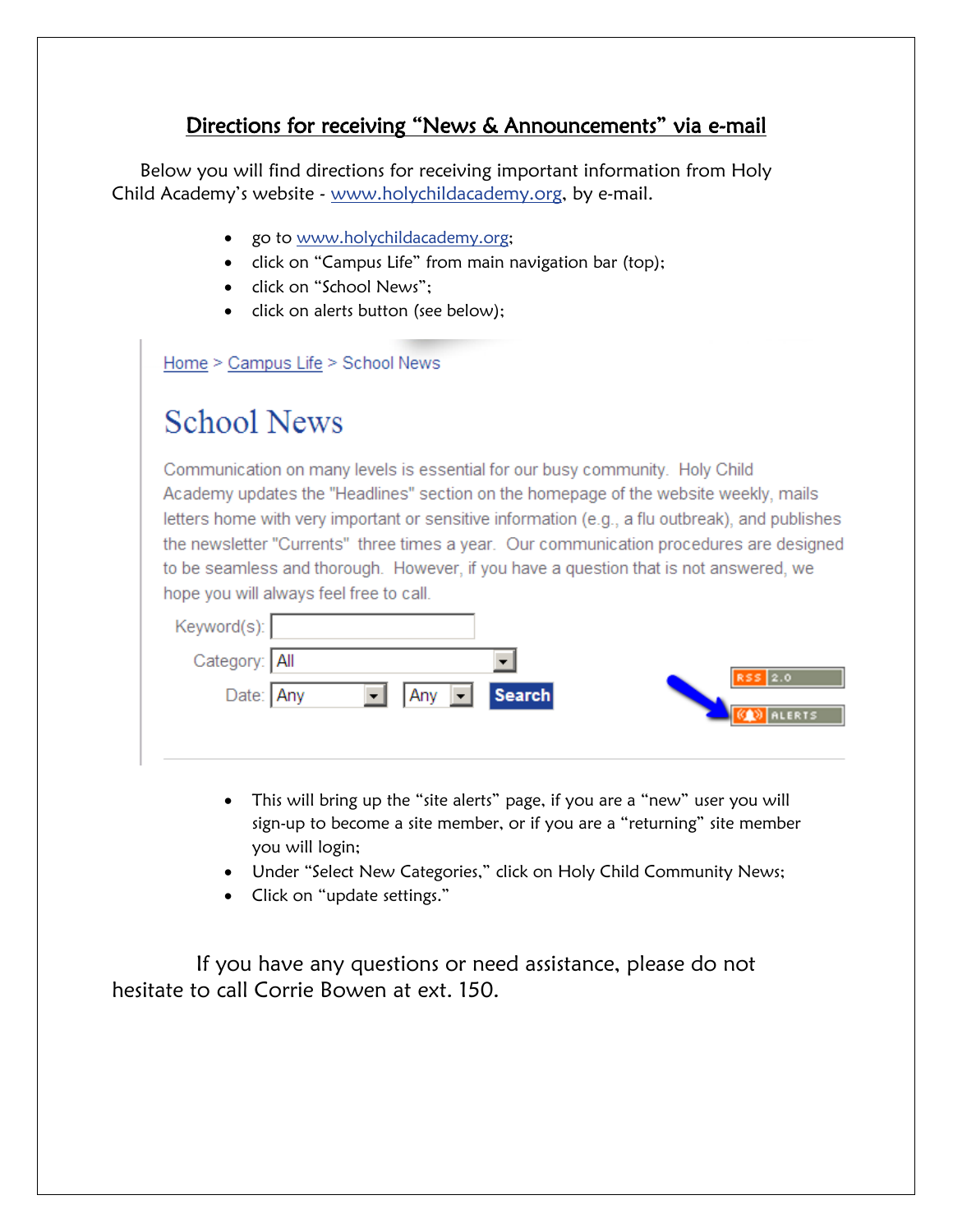## Directions for receiving "News & Announcements" via e-mail

Below you will find directions for receiving important information from Holy Child Academy's website - www.holychildacademy.org, by e-mail.

- go to www.holychildacademy.org;
- click on "Campus Life" from main navigation bar (top);
- click on "School News";
- click on alerts button (see below);

Home > Campus Life > School News

School News

Communication on many levels is essential for our busy community. Holy Child Academy updates the "Headlines" section on the homepage of the website weekly, mails letters home with very important or sensitive information (e.g., a flu outbreak), and publishes the newsletter "Currents" three times a year. Our communication procedures are designed to be seamless and thorough. However, if you have a question that is not answered, we hope you will always feel free to call.

Keyword(s):

Category: All

Date: Any Any Search

RSS 2.0

ALERTS

- This will bring up the "site alerts" page, if you are a "new" user you will sign-up to become a site member, or if you are a "returning" site member you will login;
- Under "Select New Categories," click on Holy Child Community News;
- Click on "update settings."

If you have any questions or need assistance, please do not hesitate to call Corrie Bowen at ext. 150.